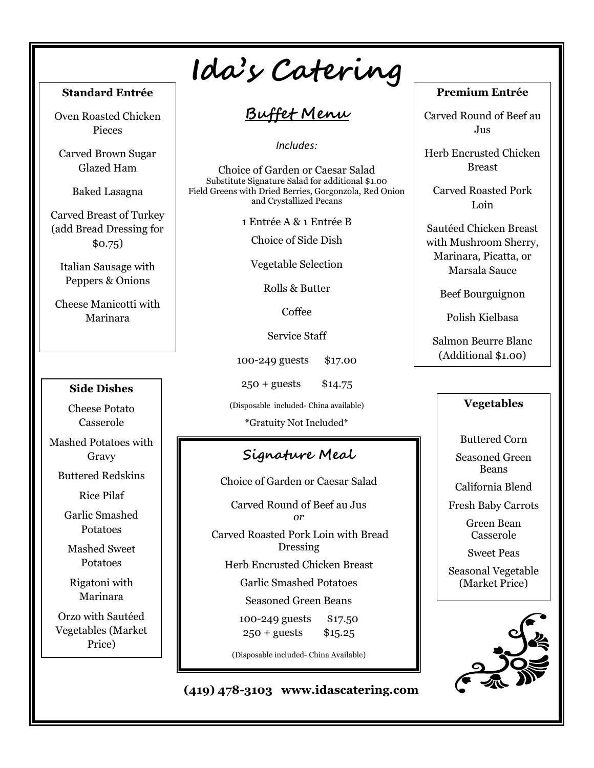# Ida's Catering

## Buffet Menu

*Includes:*

Choice of Garden or Caesar Salad
Substitute Signature Salad for additional $1.00
Field Greens with Dried Berries, Gorgonzola, Red Onion and Crystallized Pecans

1 Entrée A & 1 Entrée B

Choice of Side Dish

Vegetable Selection

Rolls & Butter

Coffee

Service Staff

100-249 guests $17.00

250 + guests $14.75

(Disposable included- China available)

\*Gratuity Not Included\*

### Standard Entrée

Oven Roasted Chicken Pieces

Carved Brown Sugar Glazed Ham

Baked Lasagna

Carved Breast of Turkey (add Bread Dressing for $0.75)

Italian Sausage with Peppers & Onions

Cheese Manicotti with Marinara

### Premium Entrée

Carved Round of Beef au Jus

Herb Encrusted Chicken Breast

Carved Roasted Pork Loin

Sautéed Chicken Breast with Mushroom Sherry, Marinara, Picatta, or Marsala Sauce

Beef Bourguignon

Polish Kielbasa

Salmon Beurre Blanc (Additional $1.00)

### Side Dishes

Cheese Potato Casserole

Mashed Potatoes with Gravy

Buttered Redskins

Rice Pilaf

Garlic Smashed Potatoes

Mashed Sweet Potatoes

Rigatoni with Marinara

Orzo with Sautéed Vegetables (Market Price)

### Vegetables

Buttered Corn

Seasoned Green Beans

California Blend

Fresh Baby Carrots

Green Bean Casserole

Sweet Peas

Seasonal Vegetable (Market Price)

## Signature Meal

Choice of Garden or Caesar Salad

Carved Round of Beef au Jus
*or*
Carved Roasted Pork Loin with Bread Dressing

Herb Encrusted Chicken Breast

Garlic Smashed Potatoes

Seasoned Green Beans

100-249 guests $17.50
250 + guests $15.25

(Disposable included- China Available)

**(419) 478-3103 www.idascatering.com**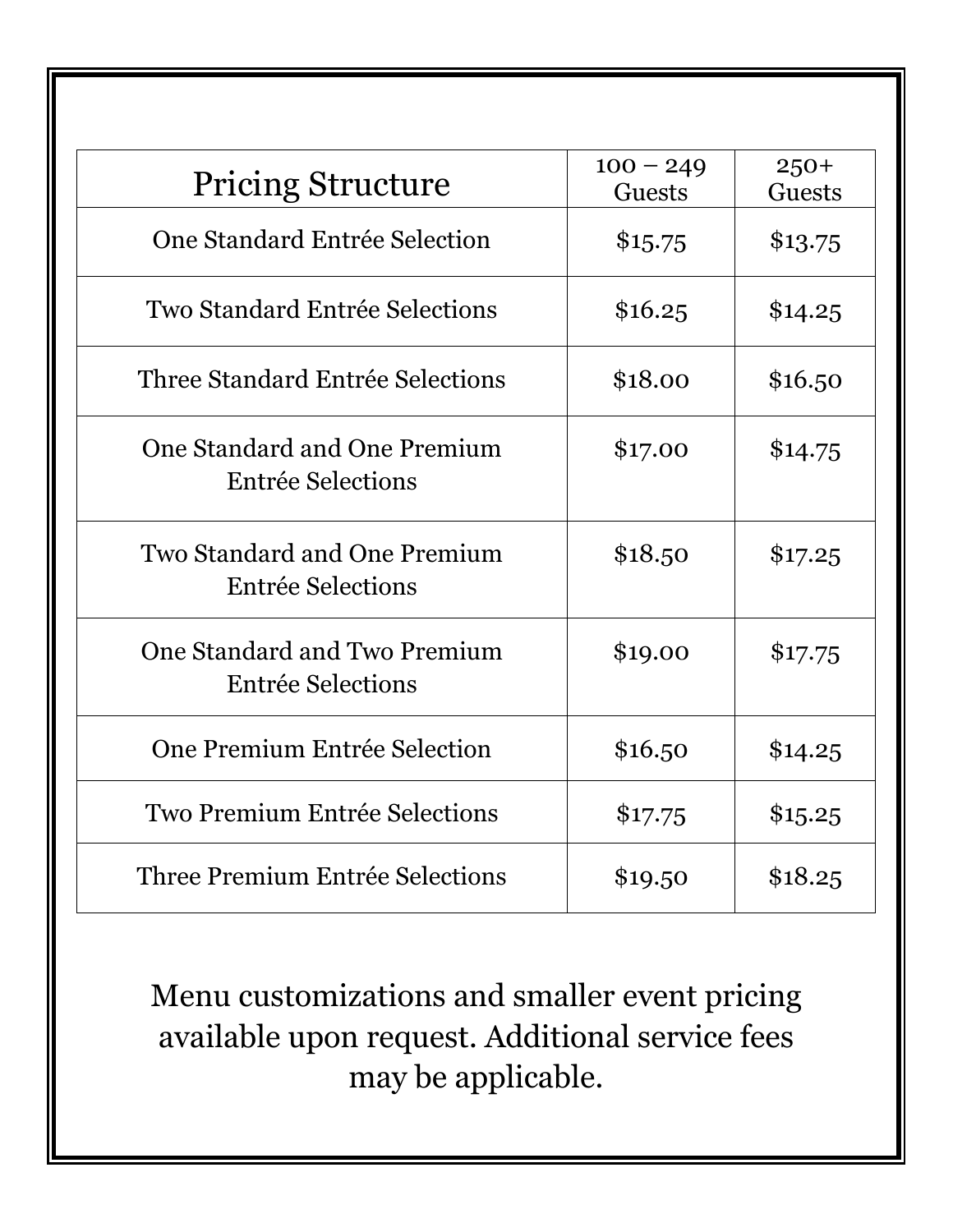| Pricing Structure | 100 – 249 Guests | 250+ Guests |
| --- | --- | --- |
| One Standard Entrée Selection | $15.75 | $13.75 |
| Two Standard Entrée Selections | $16.25 | $14.25 |
| Three Standard Entrée Selections | $18.00 | $16.50 |
| One Standard and One Premium Entrée Selections | $17.00 | $14.75 |
| Two Standard and One Premium Entrée Selections | $18.50 | $17.25 |
| One Standard and Two Premium Entrée Selections | $19.00 | $17.75 |
| One Premium Entrée Selection | $16.50 | $14.25 |
| Two Premium Entrée Selections | $17.75 | $15.25 |
| Three Premium Entrée Selections | $19.50 | $18.25 |

Menu customizations and smaller event pricing available upon request. Additional service fees may be applicable.